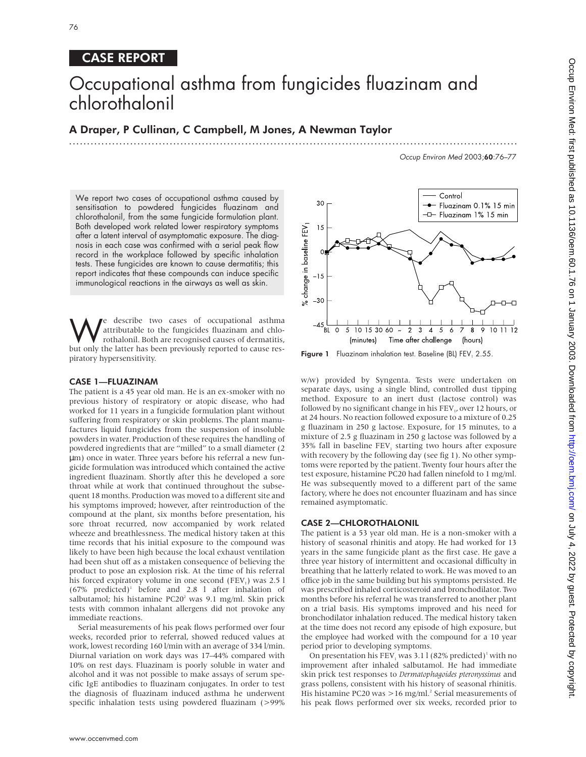## CASE REPORT

# Occupational asthma from fungicides fluazinam and chlorothalonil

**A Draper, P Cullinan, C Campbell, M Jones, A Newman Taylor**

We report two cases of occupational asthma caused by sensitisation to powdered fungicides fluazinam and chlorothalonil, from the same fungicide formulation plant. Both developed work related lower respiratory symptoms after a latent interval of asymptomatic exposure. The diagnosis in each case was confirmed with a serial peak flow record in the workplace followed by specific inhalation tests. These fungicides are known to cause dermatitis; this report indicates that these compounds can induce specific immunological reactions in the airways as well as skin.

We describe two cases of occupational asthma attributable to the fungicides fluazinam and chlorothalonil. Both are recognised causes of dermatitis, but only the latter has been previously reported to cause respiratory hypersensitivity.

### CASE 1—FLUAZINAM

The patient is a 45 year old man. He is an ex-smoker with no previous history of respiratory or atopic disease, who had worked for 11 years in a fungicide formulation plant without suffering from respiratory or skin problems. The plant manufactures liquid fungicides from the suspension of insoluble powders in water. Production of these requires the handling of powdered ingredients that are "milled" to a small diameter (2 μm) once in water. Three years before his referral a new fungicide formulation was introduced which contained the active ingredient fluazinam. Shortly after this he developed a sore throat while at work that continued throughout the subsequent 18 months. Production was moved to a different site and his symptoms improved; however, after reintroduction of the compound at the plant, six months before presentation, his sore throat recurred, now accompanied by work related wheeze and breathlessness. The medical history taken at this time records that his initial exposure to the compound was likely to have been high because the local exhaust ventilation had been shut off as a mistaken consequence of believing the product to pose an explosion risk. At the time of his referral his forced expiratory volume in one second ($FEV_1$) was 2.5 l (67% predicted)[1] before and 2.8 l after inhalation of salbutamol; his histamine PC20[2] was 9.1 mg/ml. Skin prick tests with common inhalant allergens did not provoke any immediate reactions.

Serial measurements of his peak flows performed over four weeks, recorded prior to referral, showed reduced values at work, lowest recording 160 l/min with an average of 334 l/min. Diurnal variation on work days was 17–44% compared with 10% on rest days. Fluazinam is poorly soluble in water and alcohol and it was not possible to make assays of serum specific IgE antibodies to fluazinam conjugates. In order to test the diagnosis of fluazinam induced asthma he underwent specific inhalation tests using powdered fluazinam (>99% w/w) provided by Syngenta. Tests were undertaken on separate days, using a single blind, controlled dust tipping method. Exposure to an inert dust (lactose control) was followed by no significant change in his $FEV_1$, over 12 hours, or at 24 hours. No reaction followed exposure to a mixture of 0.25 g fluazinam in 250 g lactose. Exposure, for 15 minutes, to a mixture of 2.5 g fluazinam in 250 g lactose was followed by a 35% fall in baseline $FEV_1$ starting two hours after exposure with recovery by the following day (see fig 1). No other symptoms were reported by the patient. Twenty four hours after the test exposure, histamine PC20 had fallen ninefold to 1 mg/ml. He was subsequently moved to a different part of the same factory, where he does not encounter fluazinam and has since remained asymptomatic.

**Figure 1** Fluazinam inhalation test. Baseline (BL) $FEV_1$ 2.55.

### CASE 2—CHLOROTHALONIL

The patient is a 53 year old man. He is a non-smoker with a history of seasonal rhinitis and atopy. He had worked for 13 years in the same fungicide plant as the first case. He gave a three year history of intermittent and occasional difficulty in breathing that he latterly related to work. He was moved to an office job in the same building but his symptoms persisted. He was prescribed inhaled corticosteroid and bronchodilator. Two months before his referral he was transferred to another plant on a trial basis. His symptoms improved and his need for bronchodilator inhalation reduced. The medical history taken at the time does not record any episode of high exposure, but the employee had worked with the compound for a 10 year period prior to developing symptoms.

On presentation his $FEV_1$ was 3.1 l (82% predicted)[1] with no improvement after inhaled salbutamol. He had immediate skin prick test responses to *Dermatophagoides pteronyssinus* and grass pollens, consistent with his history of seasonal rhinitis. His histamine PC20 was >16 mg/ml.[2] Serial measurements of his peak flows performed over six weeks, recorded prior to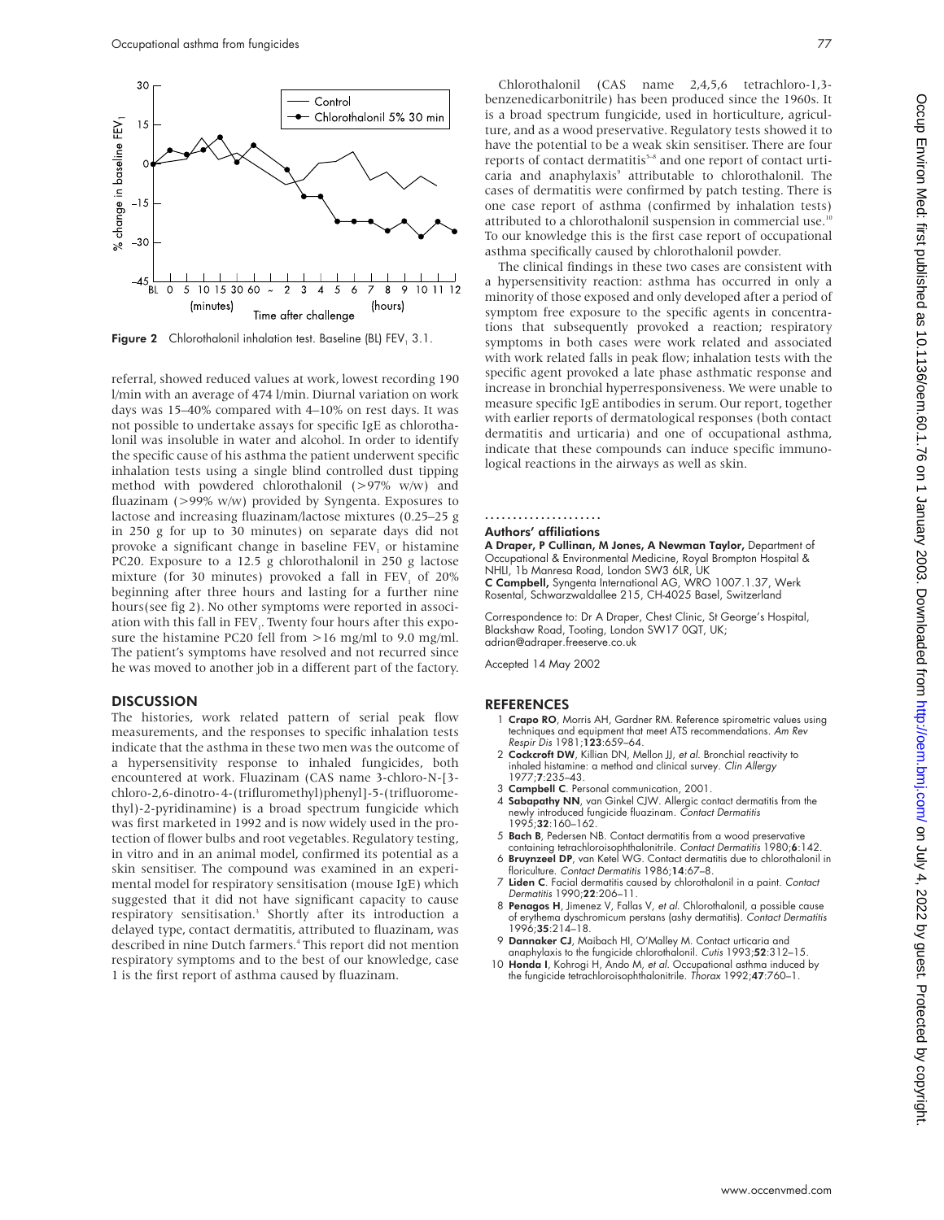30

15

0

−15

−30

−45

% change in baseline $FEV_1$

BL 0 5 10 15 30 60 ~ 2 3 4 5 6 7 8 9 10 11 12

(minutes) (hours)

Time after challenge

Control

Chlorothalonil 5% 30 min

**Figure 2** Chlorothalonil inhalation test. Baseline (BL) $FEV_1$ 3.1.

referral, showed reduced values at work, lowest recording 190 l/min with an average of 474 l/min. Diurnal variation on work days was 15–40% compared with 4–10% on rest days. It was not possible to undertake assays for specific IgE as chlorothalonil was insoluble in water and alcohol. In order to identify the specific cause of his asthma the patient underwent specific inhalation tests using a single blind controlled dust tipping method with powdered chlorothalonil (>97% w/w) and fluazinam (>99% w/w) provided by Syngenta. Exposures to lactose and increasing fluazinam/lactose mixtures (0.25–25 g in 250 g for up to 30 minutes) on separate days did not provoke a significant change in baseline $FEV_1$ or histamine PC20. Exposure to a 12.5 g chlorothalonil in 250 g lactose mixture (for 30 minutes) provoked a fall in $FEV_1$ of 20% beginning after three hours and lasting for a further nine hours(see fig 2). No other symptoms were reported in association with this fall in $FEV_1$. Twenty four hours after this exposure the histamine PC20 fell from >16 mg/ml to 9.0 mg/ml. The patient's symptoms have resolved and not recurred since he was moved to another job in a different part of the factory.

## DISCUSSION

The histories, work related pattern of serial peak flow measurements, and the responses to specific inhalation tests indicate that the asthma in these two men was the outcome of a hypersensitivity response to inhaled fungicides, both encountered at work. Fluazinam (CAS name 3-chloro-N-[3-chloro-2,6-dinotro-4-(trifluromethyl)phenyl]-5-(trifluoromethyl)-2-pyridinamine) is a broad spectrum fungicide which was first marketed in 1992 and is now widely used in the protection of flower bulbs and root vegetables. Regulatory testing, in vitro and in an animal model, confirmed its potential as a skin sensitiser. The compound was examined in an experimental model for respiratory sensitisation (mouse IgE) which suggested that it did not have significant capacity to cause respiratory sensitisation.[3] Shortly after its introduction a delayed type, contact dermatitis, attributed to fluazinam, was described in nine Dutch farmers.[4] This report did not mention respiratory symptoms and to the best of our knowledge, case 1 is the first report of asthma caused by fluazinam.

Chlorothalonil (CAS name 2,4,5,6 tetrachloro-1,3-benzenedicarbonitrile) has been produced since the 1960s. It is a broad spectrum fungicide, used in horticulture, agriculture, and as a wood preservative. Regulatory tests showed it to have the potential to be a weak skin sensitiser. There are four reports of contact dermatitis[5–8] and one report of contact urticaria and anaphylaxis[9] attributable to chlorothalonil. The cases of dermatitis were confirmed by patch testing. There is one case report of asthma (confirmed by inhalation tests) attributed to a chlorothalonil suspension in commercial use.[10] To our knowledge this is the first case report of occupational asthma specifically caused by chlorothalonil powder.

The clinical findings in these two cases are consistent with a hypersensitivity reaction: asthma has occurred in only a minority of those exposed and only developed after a period of symptom free exposure to the specific agents in concentrations that subsequently provoked a reaction; respiratory symptoms in both cases were work related and associated with work related falls in peak flow; inhalation tests with the specific agent provoked a late phase asthmatic response and increase in bronchial hyperresponsiveness. We were unable to measure specific IgE antibodies in serum. Our report, together with earlier reports of dermatological responses (both contact dermatitis and urticaria) and one of occupational asthma, indicate that these compounds can induce specific immunological reactions in the airways as well as skin.

.....................

### Authors' affiliations

**A Draper, P Cullinan, M Jones, A Newman Taylor,** Department of Occupational & Environmental Medicine, Royal Brompton Hospital & NHLI, 1b Manresa Road, London SW3 6LR, UK
**C Campbell,** Syngenta International AG, WRO 1007.1.37, Werk Rosental, Schwarzwaldallee 215, CH-4025 Basel, Switzerland

Correspondence to: Dr A Draper, Chest Clinic, St George's Hospital, Blackshaw Road, Tooting, London SW17 0QT, UK; adrian@adraper.freeserve.co.uk

Accepted 14 May 2002

## REFERENCES

1. **Crapo RO**, Morris AH, Gardner RM. Reference spirometric values using techniques and equipment that meet ATS recommendations. *Am Rev Respir Dis* 1981;**123**:659–64.
2. **Cockcroft DW**, Killian DN, Mellon JJ, *et al*. Bronchial reactivity to inhaled histamine: a method and clinical survey. *Clin Allergy* 1977;**7**:235–43.
3. **Campbell C**. Personal communication, 2001.
4. **Sabapathy NN**, van Ginkel CJW. Allergic contact dermatitis from the newly introduced fungicide fluazinam. *Contact Dermatitis* 1995;**32**:160–162.
5. **Bach B**, Pedersen NB. Contact dermatitis from a wood preservative containing tetrachloroisophthalonitrile. *Contact Dermatitis* 1980;**6**:142.
6. **Bruynzeel DP**, van Ketel WG. Contact dermatitis due to chlorothalonil in floriculture. *Contact Dermatitis* 1986;**14**:67–8.
7. **Liden C**. Facial dermatitis caused by chlorothalonil in a paint. *Contact Dermatitis* 1990;**22**:206–11.
8. **Penagos H**, Jimenez V, Fallas V, *et al*. Chlorothalonil, a possible cause of erythema dyschromicum perstans (ashy dermatitis). *Contact Dermatitis* 1996;**35**:214–18.
9. **Dannaker CJ**, Maibach HI, O'Malley M. Contact urticaria and anaphylaxis to the fungicide chlorothalonil. *Cutis* 1993;**52**:312–15.
10. **Honda I**, Kohrogi H, Ando M, *et al*. Occupational asthma induced by the fungicide tetrachloroisophthalonitrile. *Thorax* 1992;**47**:760–1.